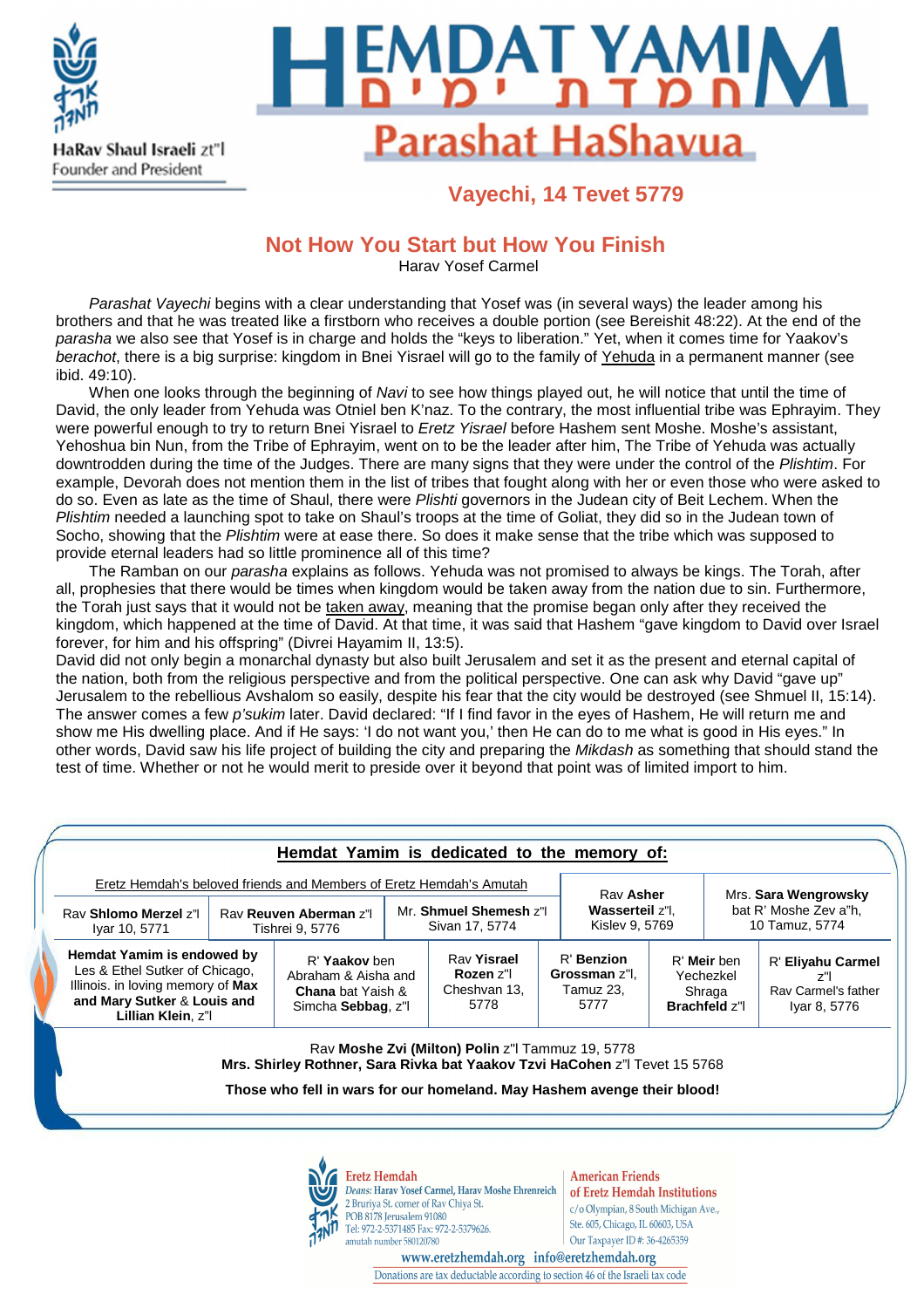HaRav Shaul Israeli zt"l
Founder and President

# HEMDAT YAMIM חמדת ימים
## Parashat HaShavua

### Vayechi, 14 Tevet 5779

## Not How You Start but How You Finish

Harav Yosef Carmel

*Parashat Vayechi* begins with a clear understanding that Yosef was (in several ways) the leader among his brothers and that he was treated like a firstborn who receives a double portion (see Bereishit 48:22). At the end of the *parasha* we also see that Yosef is in charge and holds the "keys to liberation." Yet, when it comes time for Yaakov's *berachot*, there is a big surprise: kingdom in Bnei Yisrael will go to the family of Yehuda in a permanent manner (see ibid. 49:10).

When one looks through the beginning of *Navi* to see how things played out, he will notice that until the time of David, the only leader from Yehuda was Otniel ben K'naz. To the contrary, the most influential tribe was Ephrayim. They were powerful enough to try to return Bnei Yisrael to *Eretz Yisrael* before Hashem sent Moshe. Moshe's assistant, Yehoshua bin Nun, from the Tribe of Ephrayim, went on to be the leader after him, The Tribe of Yehuda was actually downtrodden during the time of the Judges. There are many signs that they were under the control of the *Plishtim*. For example, Devorah does not mention them in the list of tribes that fought along with her or even those who were asked to do so. Even as late as the time of Shaul, there were *Plishti* governors in the Judean city of Beit Lechem. When the *Plishtim* needed a launching spot to take on Shaul's troops at the time of Goliath, they did so in the Judean town of Socho, showing that the *Plishtim* were at ease there. So does it make sense that the tribe which was supposed to provide eternal leaders had so little prominence all of this time?

The Ramban on our *parasha* explains as follows. Yehuda was not promised to always be kings. The Torah, after all, prophesies that there would be times when kingdom would be taken away from the nation due to sin. Furthermore, the Torah just says that it would not be taken away, meaning that the promise began only after they received the kingdom, which happened at the time of David. At that time, it was said that Hashem "gave kingdom to David over Israel forever, for him and his offspring" (Divrei Hayamim II, 13:5).

David did not only begin a monarchal dynasty but also built Jerusalem and set it as the present and eternal capital of the nation, both from the religious perspective and from the political perspective. One can ask why David "gave up" Jerusalem to the rebellious Avshalom so easily, despite his fear that the city would be destroyed (see Shmuel II, 15:14). The answer comes a few *p'sukim* later. David declared: "If I find favor in the eyes of Hashem, He will return me and show me His dwelling place. And if He says: 'I do not want you,' then He can do to me what is good in His eyes." In other words, David saw his life project of building the city and preparing the *Mikdash* as something that should stand the test of time. Whether or not he would merit to preside over it beyond that point was of limited import to him.

---

**Hemdat Yamim is dedicated to the memory of:**

Eretz Hemdah's beloved friends and Members of Eretz Hemdah's Amutah

| | | | | |
|---|---|---|---|---|
| Rav **Shlomo Merzel** z"l Iyar 10, 5771 | Rav **Reuven Aberman** z"l Tishrei 9, 5776 | Mr. **Shmuel Shemesh** z"l Sivan 17, 5774 | Rav **Asher Wasserteil** z"l, Kislev 9, 5769 | Mrs. **Sara Wengrowsky** bat R' Moshe Zev a"h, 10 Tamuz, 5774 |

| | | | | | |
|---|---|---|---|---|---|
| **Hemdat Yamim is endowed by** Les & Ethel Sutker of Chicago, Illinois. in loving memory of **Max and Mary Sutker** & **Louis and Lillian Klein**, z"l | R' **Yaakov** ben Abraham & Aisha and **Chana** bat Yaish & Simcha **Sebbag**, z"l | Rav **Yisrael Rozen** z"l Cheshvan 13, 5778 | R' **Benzion Grossman** z"l, Tamuz 23, 5777 | R' **Meir** ben Yechezkel Shraga **Brachfeld** z"l | R' **Eliyahu Carmel** z"l Rav Carmel's father Iyar 8, 5776 |

Rav **Moshe Zvi (Milton) Polin** z"l Tammuz 19, 5778
**Mrs. Shirley Rothner, Sara Rivka bat Yaakov Tzvi HaCohen** z"l Tevet 15 5768

**Those who fell in wars for our homeland. May Hashem avenge their blood!**

---

Eretz Hemdah
*Deans:* Harav Yosef Carmel, Harav Moshe Ehrenreich
2 Bruriya St. corner of Rav Chiya St.
POB 8178 Jerusalem 91080
Tel: 972-2-5371485 Fax: 972-2-5379626.
amutah number 580120780

American Friends of Eretz Hemdah Institutions
c/o Olympian, 8 South Michigan Ave., Ste. 605, Chicago, IL 60603, USA
Our Taxpayer ID #: 36-4265359

www.eretzhemdah.org info@eretzhemdah.org

Donations are tax deductable according to section 46 of the Israeli tax code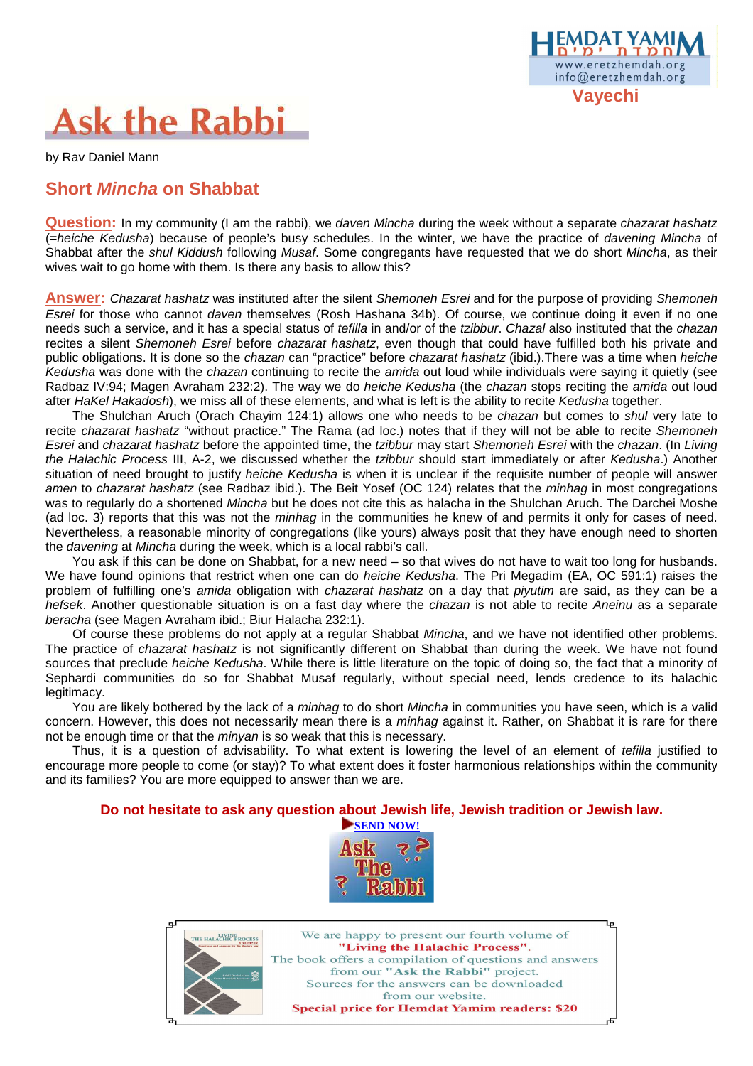Vayechi

# Ask the Rabbi

by Rav Daniel Mann

## Short *Mincha* on Shabbat

**Question:** In my community (I am the rabbi), we *daven Mincha* during the week without a separate *chazarat hashatz* (=*heiche Kedusha*) because of people's busy schedules. In the winter, we have the practice of *davening Mincha* of Shabbat after the *shul Kiddush* following *Musaf*. Some congregants have requested that we do short *Mincha*, as their wives wait to go home with them. Is there any basis to allow this?

**Answer:** *Chazarat hashatz* was instituted after the silent *Shemoneh Esrei* and for the purpose of providing *Shemoneh Esrei* for those who cannot *daven* themselves (Rosh Hashana 34b). Of course, we continue doing it even if no one needs such a service, and it has a special status of *tefilla* in and/or of the *tzibbur*. *Chazal* also instituted that the *chazan* recites a silent *Shemoneh Esrei* before *chazarat hashatz*, even though that could have fulfilled both his private and public obligations. It is done so the *chazan* can "practice" before *chazarat hashatz* (ibid.).There was a time when *heiche Kedusha* was done with the *chazan* continuing to recite the *amida* out loud while individuals were saying it quietly (see Radbaz IV:94; Magen Avraham 232:2). The way we do *heiche Kedusha* (the *chazan* stops reciting the *amida* out loud after *HaKel Hakadosh*), we miss all of these elements, and what is left is the ability to recite *Kedusha* together.

The Shulchan Aruch (Orach Chayim 124:1) allows one who needs to be *chazan* but comes to *shul* very late to recite *chazarat hashatz* "without practice." The Rama (ad loc.) notes that if they will not be able to recite *Shemoneh Esrei* and *chazarat hashatz* before the appointed time, the *tzibbur* may start *Shemoneh Esrei* with the *chazan*. (In *Living the Halachic Process* III, A-2, we discussed whether the *tzibbur* should start immediately or after *Kedusha*.) Another situation of need brought to justify *heiche Kedusha* is when it is unclear if the requisite number of people will answer *amen* to *chazarat hashatz* (see Radbaz ibid.). The Beit Yosef (OC 124) relates that the *minhag* in most congregations was to regularly do a shortened *Mincha* but he does not cite this as halacha in the Shulchan Aruch. The Darchei Moshe (ad loc. 3) reports that this was not the *minhag* in the communities he knew of and permits it only for cases of need. Nevertheless, a reasonable minority of congregations (like yours) always posit that they have enough need to shorten the *davening* at *Mincha* during the week, which is a local rabbi's call.

You ask if this can be done on Shabbat, for a new need – so that wives do not have to wait too long for husbands. We have found opinions that restrict when one can do *heiche Kedusha*. The Pri Megadim (EA, OC 591:1) raises the problem of fulfilling one's *amida* obligation with *chazarat hashatz* on a day that *piyutim* are said, as they can be a *hefsek*. Another questionable situation is on a fast day where the *chazan* is not able to recite *Aneinu* as a separate *beracha* (see Magen Avraham ibid.; Biur Halacha 232:1).

Of course these problems do not apply at a regular Shabbat *Mincha*, and we have not identified other problems. The practice of *chazarat hashatz* is not significantly different on Shabbat than during the week. We have not found sources that preclude *heiche Kedusha*. While there is little literature on the topic of doing so, the fact that a minority of Sephardi communities do so for Shabbat Musaf regularly, without special need, lends credence to its halachic legitimacy.

You are likely bothered by the lack of a *minhag* to do short *Mincha* in communities you have seen, which is a valid concern. However, this does not necessarily mean there is a *minhag* against it. Rather, on Shabbat it is rare for there not be enough time or that the *minyan* is so weak that this is necessary.

Thus, it is a question of advisability. To what extent is lowering the level of an element of *tefilla* justified to encourage more people to come (or stay)? To what extent does it foster harmonious relationships within the community and its families? You are more equipped to answer than we are.

**Do not hesitate to ask any question about Jewish life, Jewish tradition or Jewish law.**

**SEND NOW!**

We are happy to present our fourth volume of **"Living the Halachic Process"**.
The book offers a compilation of questions and answers from our **"Ask the Rabbi"** project.
Sources for the answers can be downloaded from our website.
**Special price for Hemdat Yamim readers: $20**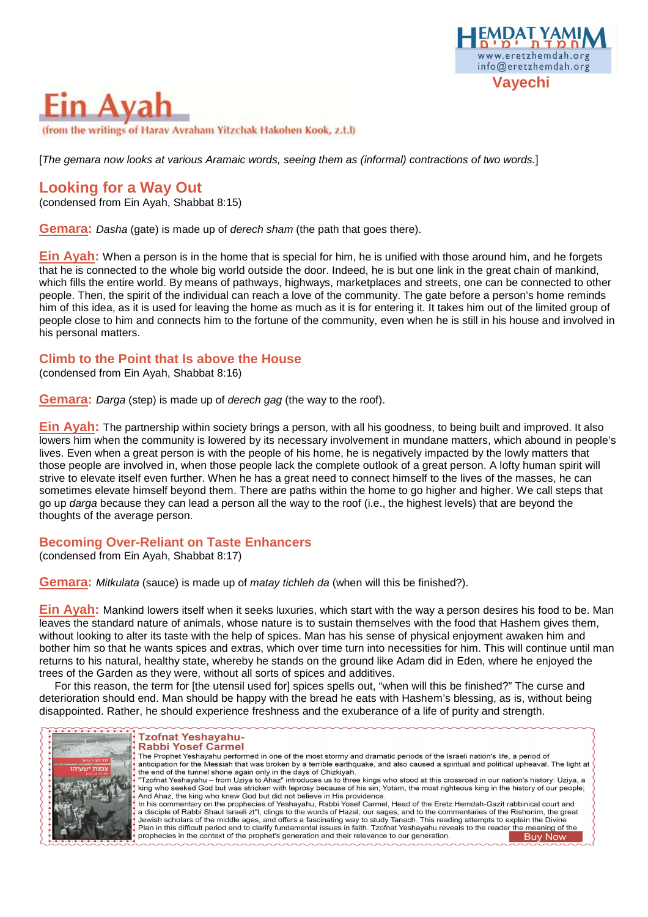Vayechi

# Ein Ayah

(from the writings of Harav Avraham Yitzchak Hakohen Kook, z.t.l)

[*The gemara now looks at various Aramaic words, seeing them as (informal) contractions of two words.*]

## Looking for a Way Out

(condensed from Ein Ayah, Shabbat 8:15)

**Gemara:** *Dasha* (gate) is made up of *derech sham* (the path that goes there).

**Ein Ayah:** When a person is in the home that is special for him, he is unified with those around him, and he forgets that he is connected to the whole big world outside the door. Indeed, he is but one link in the great chain of mankind, which fills the entire world. By means of pathways, highways, marketplaces and streets, one can be connected to other people. Then, the spirit of the individual can reach a love of the community. The gate before a person's home reminds him of this idea, as it is used for leaving the home as much as it is for entering it. It takes him out of the limited group of people close to him and connects him to the fortune of the community, even when he is still in his house and involved in his personal matters.

## Climb to the Point that Is above the House

(condensed from Ein Ayah, Shabbat 8:16)

**Gemara:** *Darga* (step) is made up of *derech gag* (the way to the roof).

**Ein Ayah:** The partnership within society brings a person, with all his goodness, to being built and improved. It also lowers him when the community is lowered by its necessary involvement in mundane matters, which abound in people's lives. Even when a great person is with the people of his home, he is negatively impacted by the lowly matters that those people are involved in, when those people lack the complete outlook of a great person. A lofty human spirit will strive to elevate itself even further. When he has a great need to connect himself to the lives of the masses, he can sometimes elevate himself beyond them. There are paths within the home to go higher and higher. We call steps that go up *darga* because they can lead a person all the way to the roof (i.e., the highest levels) that are beyond the thoughts of the average person.

## Becoming Over-Reliant on Taste Enhancers

(condensed from Ein Ayah, Shabbat 8:17)

**Gemara:** *Mitkulata* (sauce) is made up of *matay tichleh da* (when will this be finished?).

**Ein Ayah:** Mankind lowers itself when it seeks luxuries, which start with the way a person desires his food to be. Man leaves the standard nature of animals, whose nature is to sustain themselves with the food that Hashem gives them, without looking to alter its taste with the help of spices. Man has his sense of physical enjoyment awaken him and bother him so that he wants spices and extras, which over time turn into necessities for him. This will continue until man returns to his natural, healthy state, whereby he stands on the ground like Adam did in Eden, where he enjoyed the trees of the Garden as they were, without all sorts of spices and additives.

For this reason, the term for [the utensil used for] spices spells out, "when will this be finished?" The curse and deterioration should end. Man should be happy with the bread he eats with Hashem's blessing, as is, without being disappointed. Rather, he should experience freshness and the exuberance of a life of purity and strength.

---

**Tzofnat Yeshayahu- Rabbi Yosef Carmel**

The Prophet Yeshayahu performed in one of the most stormy and dramatic periods of the Israeli nation's life, a period of anticipation for the Messiah that was broken by a terrible earthquake, and also caused a spiritual and political upheaval. The light at the end of the tunnel shone again only in the days of Chizkiyah.

"Tzofnat Yeshayahu – from Uziya to Ahaz" introduces us to three kings who stood at this crossroad in our nation's history: Uziya, a king who seeked God but was stricken with leprosy because of his sin; Yotam, the most righteous king in the history of our people; And Ahaz, the king who knew God but did not believe in his providence.

In his commentary on the prophecies of Yeshayahu, Rabbi Yosef Carmel, Head of the Eretz Hemdah-Gazit rabbinical court and a disciple of Rabbi Shaul Israeli zt"l, clings to the words of Hazal, our sages, and to the commentaries of the Rishonim, the great Jewish scholars of the middle ages, and offers a fascinating way to study Tanach. This reading attempts to explain the Divine Plan in this difficult period and to clarify fundamental issues in faith. Tzofnat Yeshayahu reveals to the reader the meaning of the prophecies in the context of the prophet's generation and their relevance to our generation.

Buy Now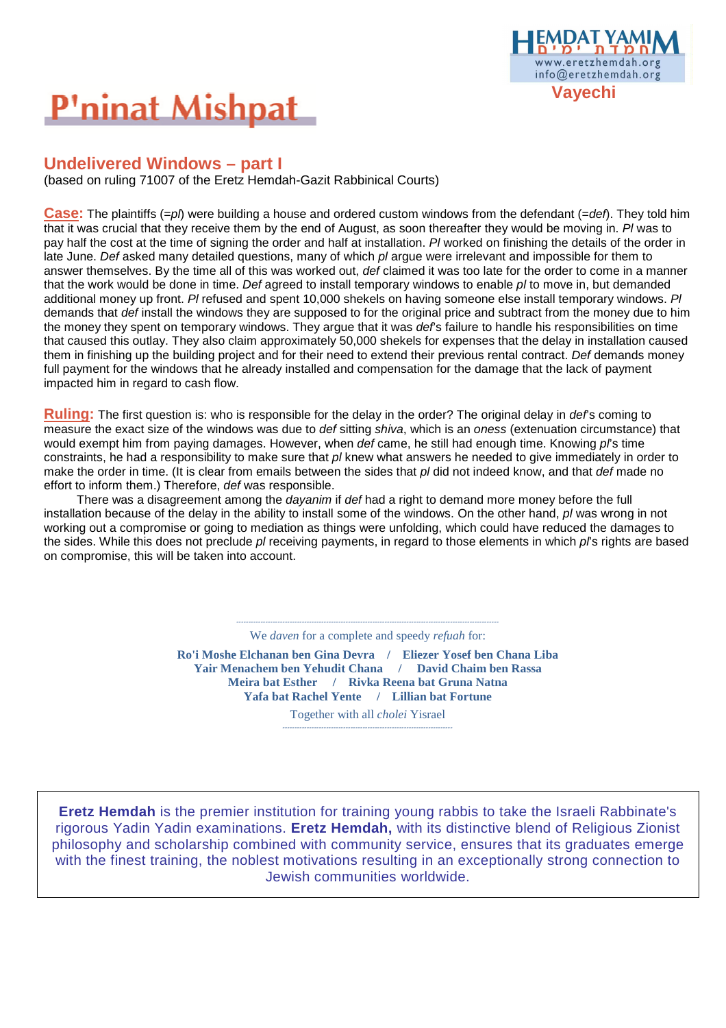# P'ninat Mishpat

**Vayechi**

## Undelivered Windows – part I

(based on ruling 71007 of the Eretz Hemdah-Gazit Rabbinical Courts)

**Case:** The plaintiffs (=*pl*) were building a house and ordered custom windows from the defendant (=*def*). They told him that it was crucial that they receive them by the end of August, as soon thereafter they would be moving in. *Pl* was to pay half the cost at the time of signing the order and half at installation. *Pl* worked on finishing the details of the order in late June. *Def* asked many detailed questions, many of which *pl* argue were irrelevant and impossible for them to answer themselves. By the time all of this was worked out, *def* claimed it was too late for the order to come in a manner that the work would be done in time. *Def* agreed to install temporary windows to enable *pl* to move in, but demanded additional money up front. *Pl* refused and spent 10,000 shekels on having someone else install temporary windows. *Pl* demands that *def* install the windows they are supposed to for the original price and subtract from the money due to him the money they spent on temporary windows. They argue that it was *def*'s failure to handle his responsibilities on time that caused this outlay. They also claim approximately 50,000 shekels for expenses that the delay in installation caused them in finishing up the building project and for their need to extend their previous rental contract. *Def* demands money full payment for the windows that he already installed and compensation for the damage that the lack of payment impacted him in regard to cash flow.

**Ruling:** The first question is: who is responsible for the delay in the order? The original delay in *def*'s coming to measure the exact size of the windows was due to *def* sitting *shiva*, which is an *oness* (extenuation circumstance) that would exempt him from paying damages. However, when *def* came, he still had enough time. Knowing *pl*'s time constraints, he had a responsibility to make sure that *pl* knew what answers he needed to give immediately in order to make the order in time. (It is clear from emails between the sides that *pl* did not indeed know, and that *def* made no effort to inform them.) Therefore, *def* was responsible.

There was a disagreement among the *dayanim* if *def* had a right to demand more money before the full installation because of the delay in the ability to install some of the windows. On the other hand, *pl* was wrong in not working out a compromise or going to mediation as things were unfolding, which could have reduced the damages to the sides. While this does not preclude *pl* receiving payments, in regard to those elements in which *pl*'s rights are based on compromise, this will be taken into account.

---

We *daven* for a complete and speedy *refuah* for:

**Ro'i Moshe Elchanan ben Gina Devra / Eliezer Yosef ben Chana Liba**
**Yair Menachem ben Yehudit Chana / David Chaim ben Rassa**
**Meira bat Esther / Rivka Reena bat Gruna Natna**
**Yafa bat Rachel Yente / Lillian bat Fortune**

Together with all *cholei* Yisrael

---

**Eretz Hemdah** is the premier institution for training young rabbis to take the Israeli Rabbinate's rigorous Yadin Yadin examinations. **Eretz Hemdah,** with its distinctive blend of Religious Zionist philosophy and scholarship combined with community service, ensures that its graduates emerge with the finest training, the noblest motivations resulting in an exceptionally strong connection to Jewish communities worldwide.